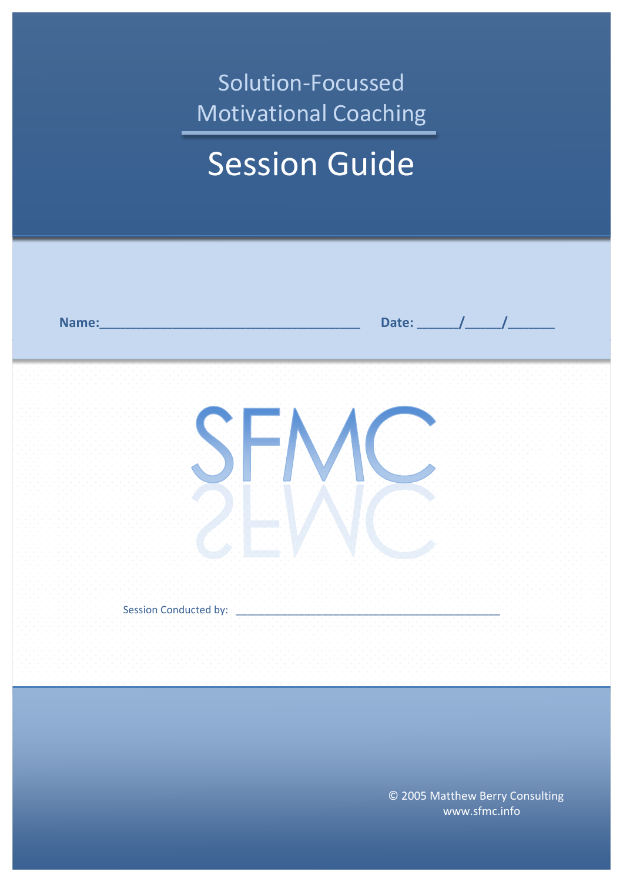# Solution-Focussed Motivational Coaching

# Session Guide

**Name:**___________________________________ **Date:** _____/_____/______

SFMC

Session Conducted by: ____________________________________________

© 2005 Matthew Berry Consulting
www.sfmc.info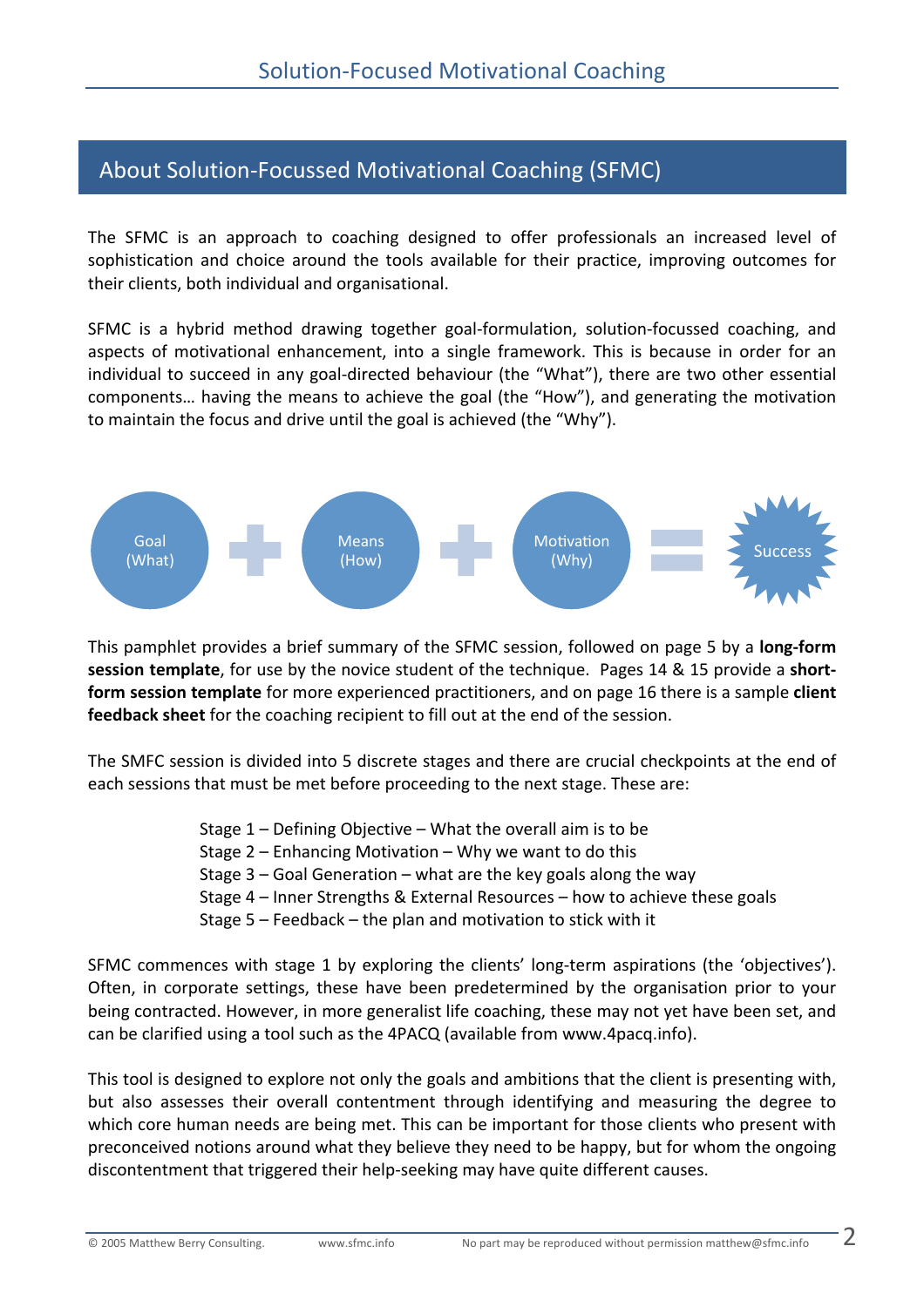## About Solution-Focussed Motivational Coaching (SFMC)

The SFMC is an approach to coaching designed to offer professionals an increased level of sophistication and choice around the tools available for their practice, improving outcomes for their clients, both individual and organisational.

SFMC is a hybrid method drawing together goal-formulation, solution-focussed coaching, and aspects of motivational enhancement, into a single framework. This is because in order for an individual to succeed in any goal-directed behaviour (the "What"), there are two other essential components… having the means to achieve the goal (the "How"), and generating the motivation to maintain the focus and drive until the goal is achieved (the "Why").

Goal (What) + Means (How) + Motivation (Why) = Success

This pamphlet provides a brief summary of the SFMC session, followed on page 5 by a **long-form session template**, for use by the novice student of the technique. Pages 14 & 15 provide a **short-form session template** for more experienced practitioners, and on page 16 there is a sample **client feedback sheet** for the coaching recipient to fill out at the end of the session.

The SMFC session is divided into 5 discrete stages and there are crucial checkpoints at the end of each sessions that must be met before proceeding to the next stage. These are:

- Stage 1 – Defining Objective – What the overall aim is to be
- Stage 2 – Enhancing Motivation – Why we want to do this
- Stage 3 – Goal Generation – what are the key goals along the way
- Stage 4 – Inner Strengths & External Resources – how to achieve these goals
- Stage 5 – Feedback – the plan and motivation to stick with it

SFMC commences with stage 1 by exploring the clients' long-term aspirations (the 'objectives'). Often, in corporate settings, these have been predetermined by the organisation prior to your being contracted. However, in more generalist life coaching, these may not yet have been set, and can be clarified using a tool such as the 4PACQ (available from www.4pacq.info).

This tool is designed to explore not only the goals and ambitions that the client is presenting with, but also assesses their overall contentment through identifying and measuring the degree to which core human needs are being met. This can be important for those clients who present with preconceived notions around what they believe they need to be happy, but for whom the ongoing discontentment that triggered their help-seeking may have quite different causes.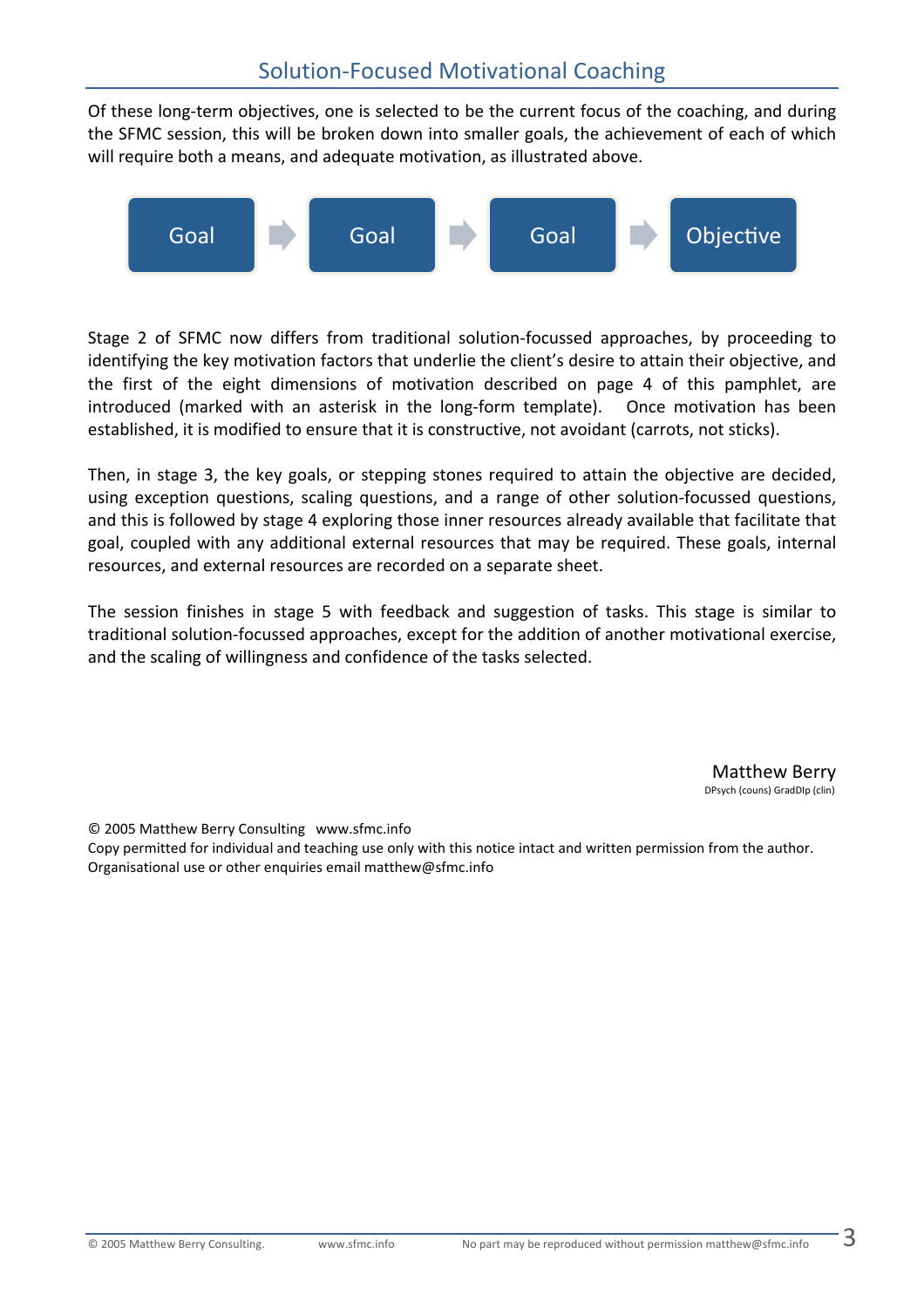Of these long-term objectives, one is selected to be the current focus of the coaching, and during the SFMC session, this will be broken down into smaller goals, the achievement of each of which will require both a means, and adequate motivation, as illustrated above.

Goal → Goal → Goal → Objective

Stage 2 of SFMC now differs from traditional solution-focussed approaches, by proceeding to identifying the key motivation factors that underlie the client's desire to attain their objective, and the first of the eight dimensions of motivation described on page 4 of this pamphlet, are introduced (marked with an asterisk in the long-form template). Once motivation has been established, it is modified to ensure that it is constructive, not avoidant (carrots, not sticks).

Then, in stage 3, the key goals, or stepping stones required to attain the objective are decided, using exception questions, scaling questions, and a range of other solution-focussed questions, and this is followed by stage 4 exploring those inner resources already available that facilitate that goal, coupled with any additional external resources that may be required. These goals, internal resources, and external resources are recorded on a separate sheet.

The session finishes in stage 5 with feedback and suggestion of tasks. This stage is similar to traditional solution-focussed approaches, except for the addition of another motivational exercise, and the scaling of willingness and confidence of the tasks selected.

Matthew Berry
DPsych (couns) GradDlp (clin)

© 2005 Matthew Berry Consulting www.sfmc.info
Copy permitted for individual and teaching use only with this notice intact and written permission from the author.
Organisational use or other enquiries email matthew@sfmc.info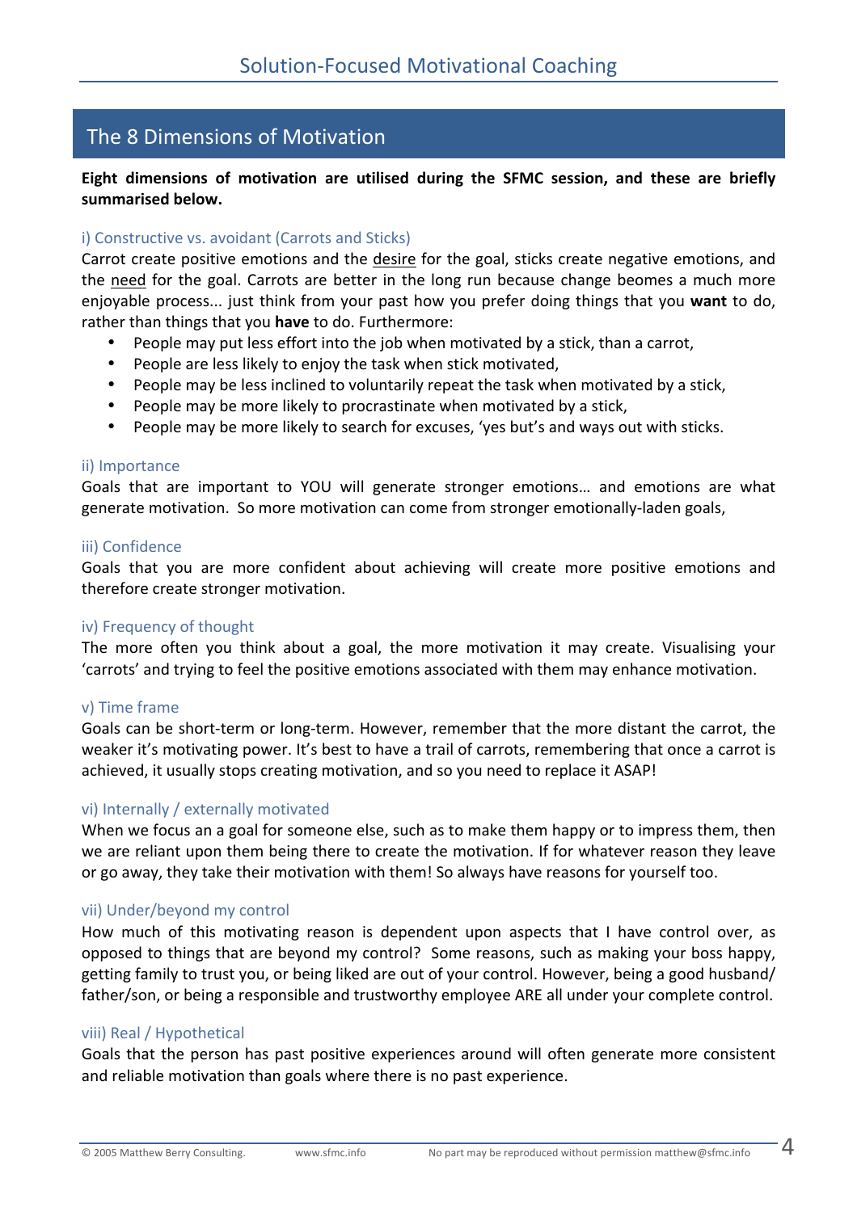## The 8 Dimensions of Motivation

**Eight dimensions of motivation are utilised during the SFMC session, and these are briefly summarised below.**

### i) Constructive vs. avoidant (Carrots and Sticks)

Carrot create positive emotions and the desire for the goal, sticks create negative emotions, and the need for the goal. Carrots are better in the long run because change beomes a much more enjoyable process... just think from your past how you prefer doing things that you **want** to do, rather than things that you **have** to do. Furthermore:

- People may put less effort into the job when motivated by a stick, than a carrot,
- People are less likely to enjoy the task when stick motivated,
- People may be less inclined to voluntarily repeat the task when motivated by a stick,
- People may be more likely to procrastinate when motivated by a stick,
- People may be more likely to search for excuses, 'yes but's and ways out with sticks.

### ii) Importance

Goals that are important to YOU will generate stronger emotions… and emotions are what generate motivation. So more motivation can come from stronger emotionally-laden goals,

### iii) Confidence

Goals that you are more confident about achieving will create more positive emotions and therefore create stronger motivation.

### iv) Frequency of thought

The more often you think about a goal, the more motivation it may create. Visualising your 'carrots' and trying to feel the positive emotions associated with them may enhance motivation.

### v) Time frame

Goals can be short-term or long-term. However, remember that the more distant the carrot, the weaker it's motivating power. It's best to have a trail of carrots, remembering that once a carrot is achieved, it usually stops creating motivation, and so you need to replace it ASAP!

### vi) Internally / externally motivated

When we focus an a goal for someone else, such as to make them happy or to impress them, then we are reliant upon them being there to create the motivation. If for whatever reason they leave or go away, they take their motivation with them! So always have reasons for yourself too.

### vii) Under/beyond my control

How much of this motivating reason is dependent upon aspects that I have control over, as opposed to things that are beyond my control? Some reasons, such as making your boss happy, getting family to trust you, or being liked are out of your control. However, being a good husband/ father/son, or being a responsible and trustworthy employee ARE all under your complete control.

### viii) Real / Hypothetical

Goals that the person has past positive experiences around will often generate more consistent and reliable motivation than goals where there is no past experience.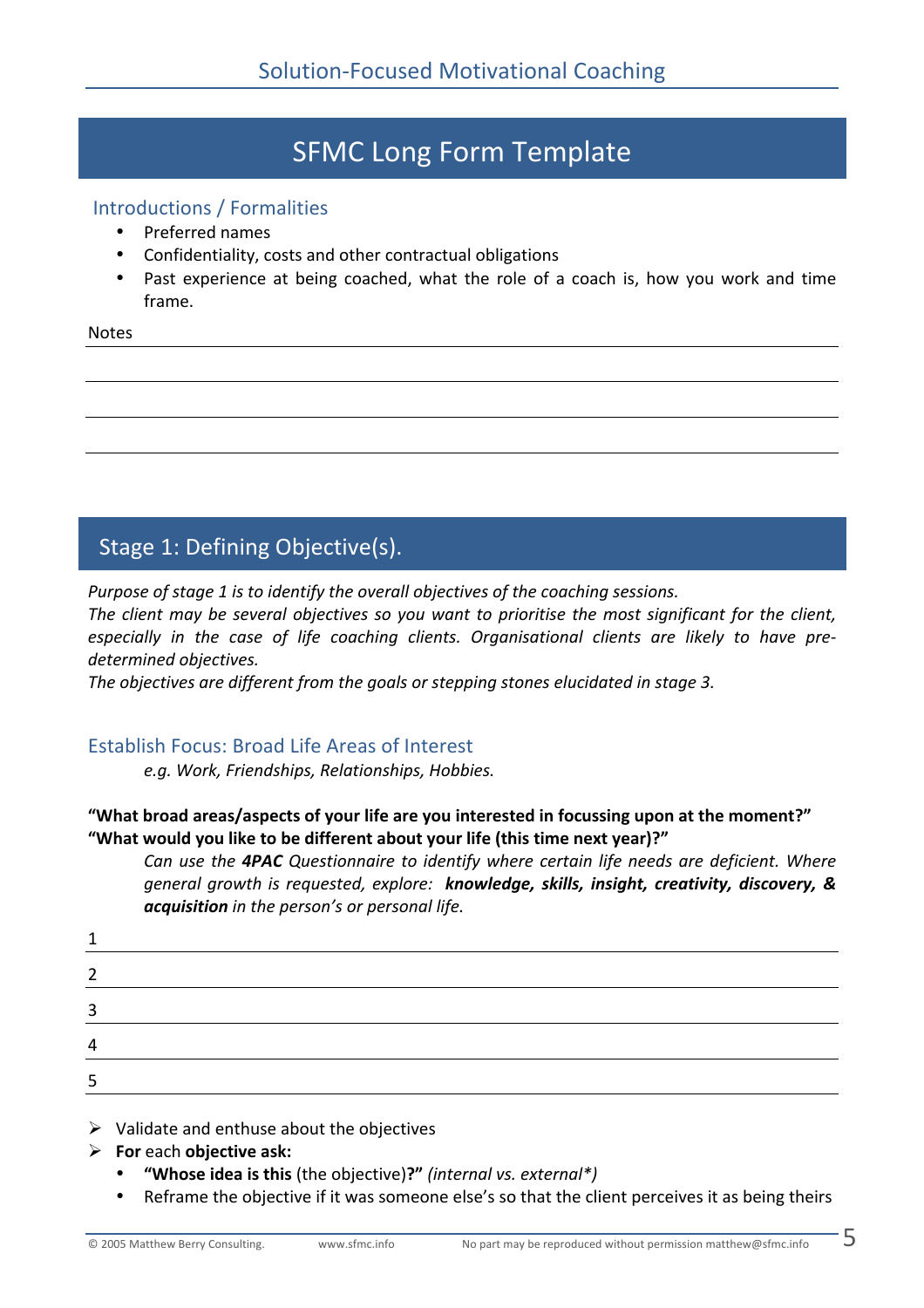# SFMC Long Form Template

## Introductions / Formalities

- Preferred names
- Confidentiality, costs and other contractual obligations
- Past experience at being coached, what the role of a coach is, how you work and time frame.

Notes

______________________________________________

______________________________________________

______________________________________________

______________________________________________

## Stage 1: Defining Objective(s).

*Purpose of stage 1 is to identify the overall objectives of the coaching sessions.*
*The client may be several objectives so you want to prioritise the most significant for the client, especially in the case of life coaching clients. Organisational clients are likely to have pre-determined objectives.*
*The objectives are different from the goals or stepping stones elucidated in stage 3.*

### Establish Focus: Broad Life Areas of Interest

*e.g. Work, Friendships, Relationships, Hobbies.*

**"What broad areas/aspects of your life are you interested in focussing upon at the moment?"**
**"What would you like to be different about your life (this time next year)?"**

*Can use the **4PAC** Questionnaire to identify where certain life needs are deficient. Where general growth is requested, explore: **knowledge, skills, insight, creativity, discovery, & acquisition** in the person's or personal life.*

1 ______________________________________________

2 ______________________________________________

3 ______________________________________________

4 ______________________________________________

5 ______________________________________________

- Validate and enthuse about the objectives
- **For** each **objective ask:**
  - **"Whose idea is this** (the objective)**?"** *(internal vs. external\*)*
  - Reframe the objective if it was someone else's so that the client perceives it as being theirs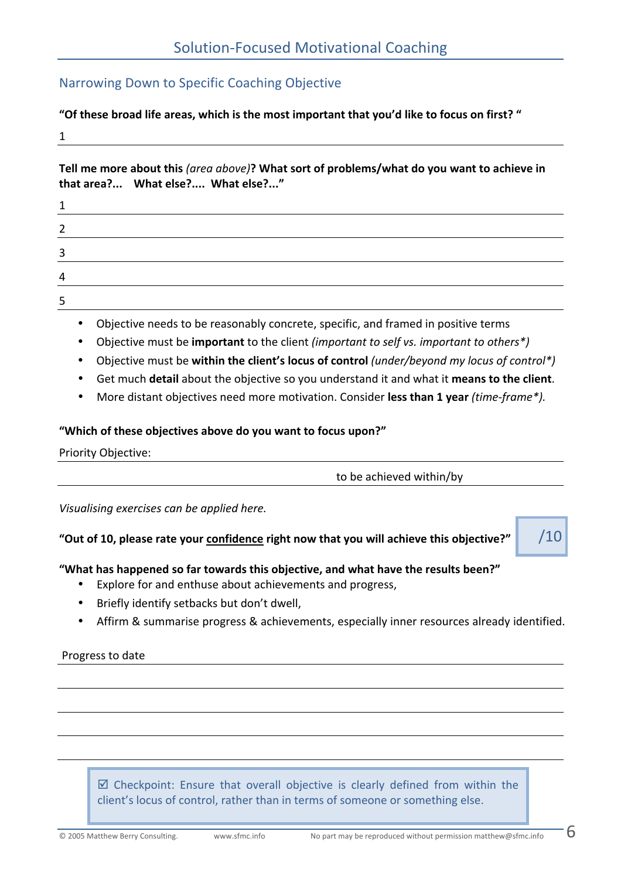## Narrowing Down to Specific Coaching Objective

**"Of these broad life areas, which is the most important that you'd like to focus on first? "**

1 ______________________________________________

**Tell me more about this** *(area above)***? What sort of problems/what do you want to achieve in that area?... What else?.... What else?..."**

1 ______________________________________________

2 ______________________________________________

3 ______________________________________________

4 ______________________________________________

5 ______________________________________________

- Objective needs to be reasonably concrete, specific, and framed in positive terms
- Objective must be **important** to the client *(important to self vs. important to others*)*
- Objective must be **within the client's locus of control** *(under/beyond my locus of control*)*
- Get much **detail** about the objective so you understand it and what it **means to the client**.
- More distant objectives need more motivation. Consider **less than 1 year** *(time-frame*).*

**"Which of these objectives above do you want to focus upon?"**

Priority Objective: ______________________________________________

______________________________ to be achieved within/by ______________

*Visualising exercises can be applied here.*

**"Out of 10, please rate your <u>confidence</u> right now that you will achieve this objective?"** /10

**"What has happened so far towards this objective, and what have the results been?"**

- Explore for and enthuse about achievements and progress,
- Briefly identify setbacks but don't dwell,
- Affirm & summarise progress & achievements, especially inner resources already identified.

Progress to date ______________________________________________

______________________________________________

______________________________________________

______________________________________________

______________________________________________

> ☑ Checkpoint: Ensure that overall objective is clearly defined from within the client's locus of control, rather than in terms of someone or something else.

© 2005 Matthew Berry Consulting. www.sfmc.info No part may be reproduced without permission matthew@sfmc.info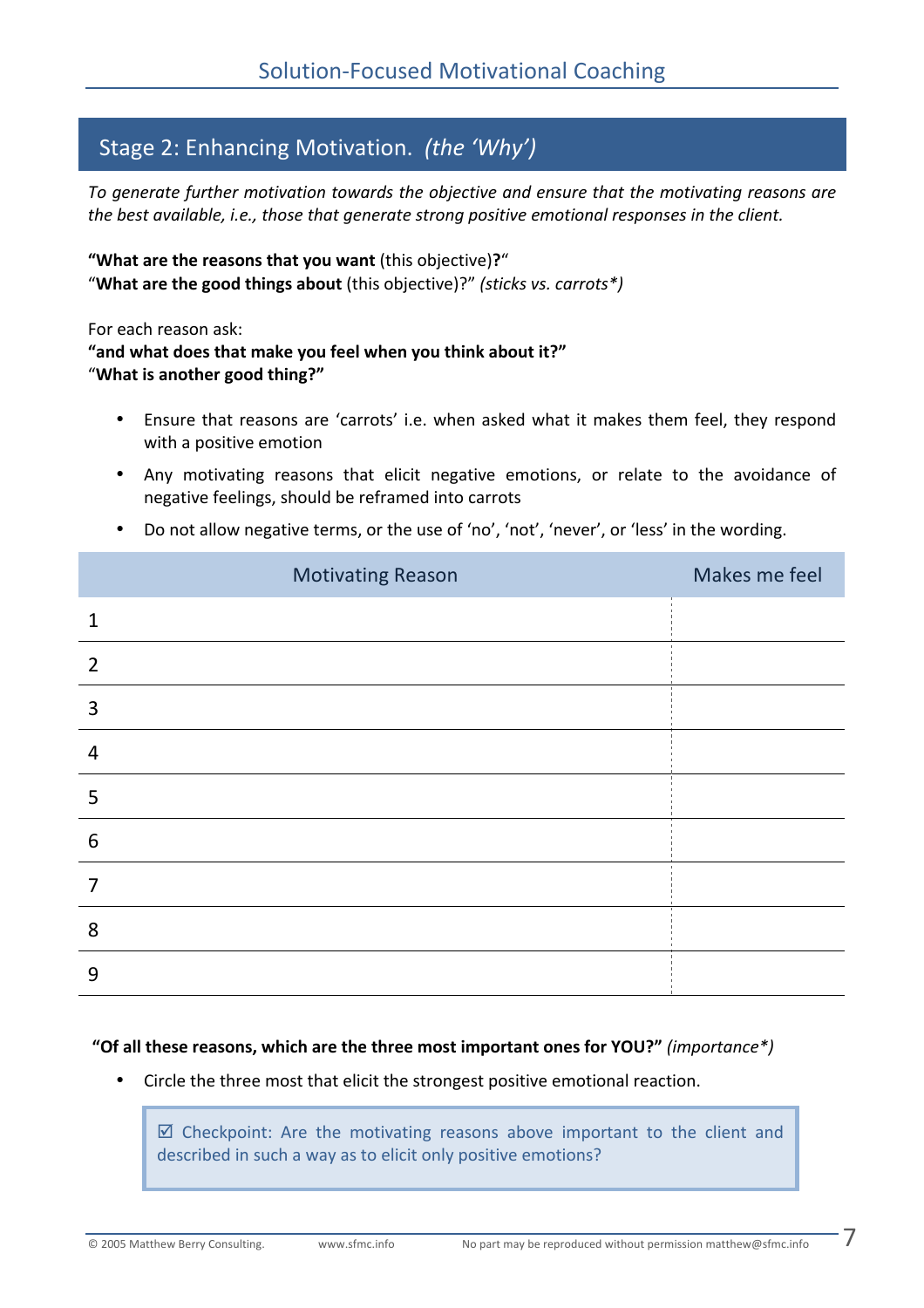## Stage 2: Enhancing Motivation. *(the 'Why')*

*To generate further motivation towards the objective and ensure that the motivating reasons are the best available, i.e., those that generate strong positive emotional responses in the client.*

**"What are the reasons that you want** (this objective)**?**"
"**What are the good things about** (this objective)?" *(sticks vs. carrots\*)*

For each reason ask:
**"and what does that make you feel when you think about it?"**
"**What is another good thing?"**

- Ensure that reasons are 'carrots' i.e. when asked what it makes them feel, they respond with a positive emotion
- Any motivating reasons that elicit negative emotions, or relate to the avoidance of negative feelings, should be reframed into carrots
- Do not allow negative terms, or the use of 'no', 'not', 'never', or 'less' in the wording.

| Motivating Reason | Makes me feel |
|---|---|
| 1 | |
| 2 | |
| 3 | |
| 4 | |
| 5 | |
| 6 | |
| 7 | |
| 8 | |
| 9 | |

**"Of all these reasons, which are the three most important ones for YOU?"** *(importance\*)*

- Circle the three most that elicit the strongest positive emotional reaction.

> ☑ Checkpoint: Are the motivating reasons above important to the client and described in such a way as to elicit only positive emotions?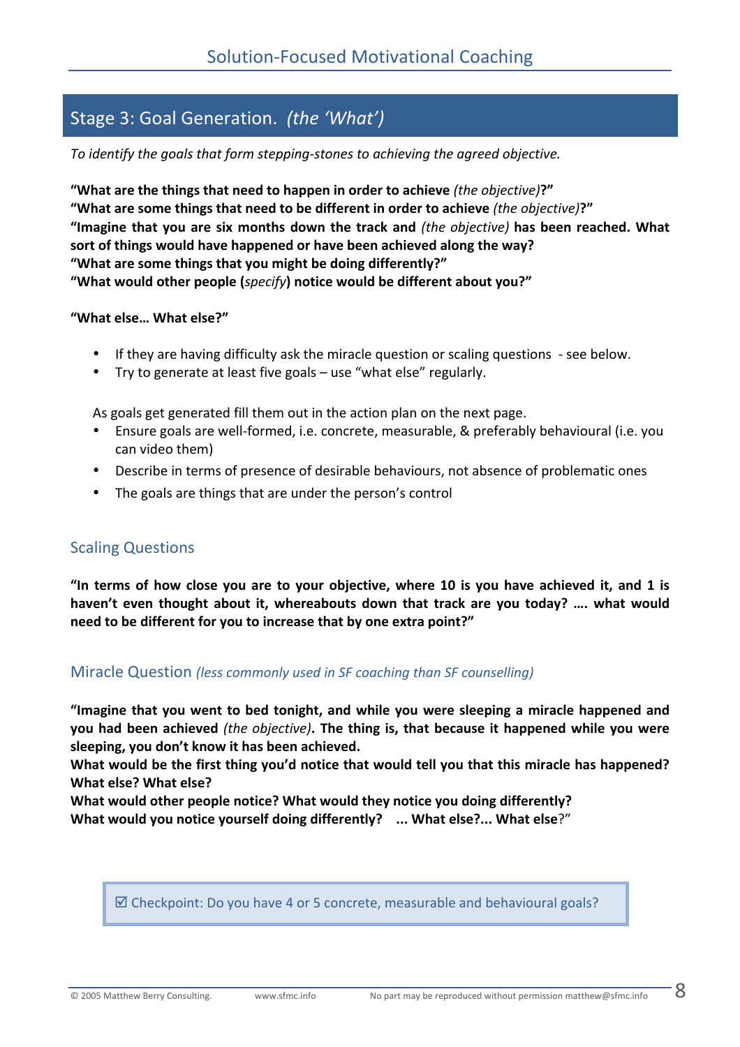## Stage 3: Goal Generation. *(the 'What')*

*To identify the goals that form stepping-stones to achieving the agreed objective.*

**"What are the things that need to happen in order to achieve** *(the objective)***?"**
**"What are some things that need to be different in order to achieve** *(the objective)***?"**
**"Imagine that you are six months down the track and** *(the objective)* **has been reached. What sort of things would have happened or have been achieved along the way?**
**"What are some things that you might be doing differently?"**
**"What would other people (***specify***) notice would be different about you?"**

**"What else… What else?"**

- If they are having difficulty ask the miracle question or scaling questions - see below.
- Try to generate at least five goals – use "what else" regularly.

As goals get generated fill them out in the action plan on the next page.

- Ensure goals are well-formed, i.e. concrete, measurable, & preferably behavioural (i.e. you can video them)
- Describe in terms of presence of desirable behaviours, not absence of problematic ones
- The goals are things that are under the person's control

### Scaling Questions

**"In terms of how close you are to your objective, where 10 is you have achieved it, and 1 is haven't even thought about it, whereabouts down that track are you today? …. what would need to be different for you to increase that by one extra point?"**

### Miracle Question *(less commonly used in SF coaching than SF counselling)*

**"Imagine that you went to bed tonight, and while you were sleeping a miracle happened and you had been achieved** *(the objective)***. The thing is, that because it happened while you were sleeping, you don't know it has been achieved.**
**What would be the first thing you'd notice that would tell you that this miracle has happened? What else? What else?**
**What would other people notice? What would they notice you doing differently?**
**What would you notice yourself doing differently? ... What else?... What else**?"

☑ Checkpoint: Do you have 4 or 5 concrete, measurable and behavioural goals?

© 2005 Matthew Berry Consulting. www.sfmc.info No part may be reproduced without permission matthew@sfmc.info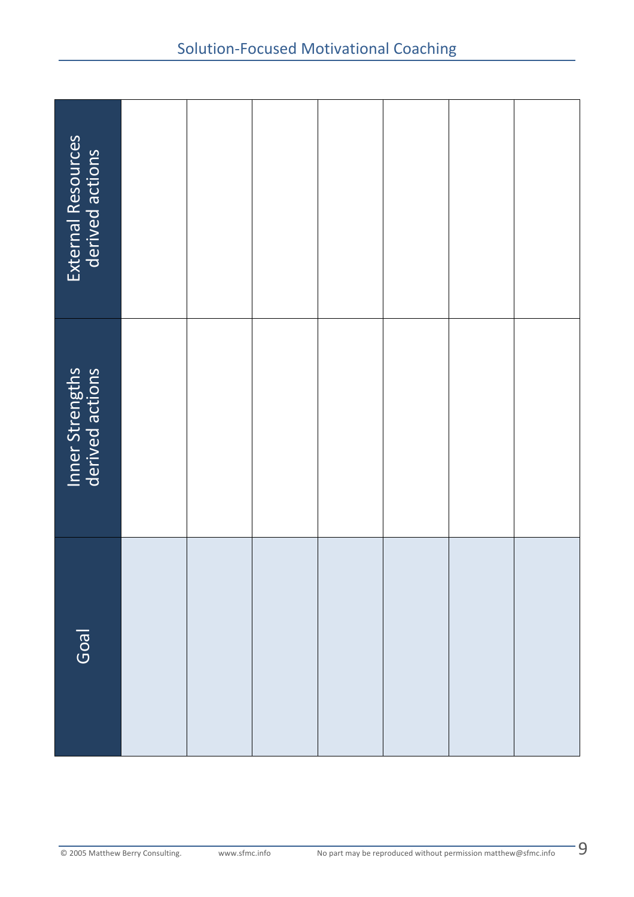| Goal | Inner Strengths derived actions | External Resources derived actions |
| --- | --- | --- |
| | | |
| | | |
| | | |
| | | |
| | | |
| | | |
| | | |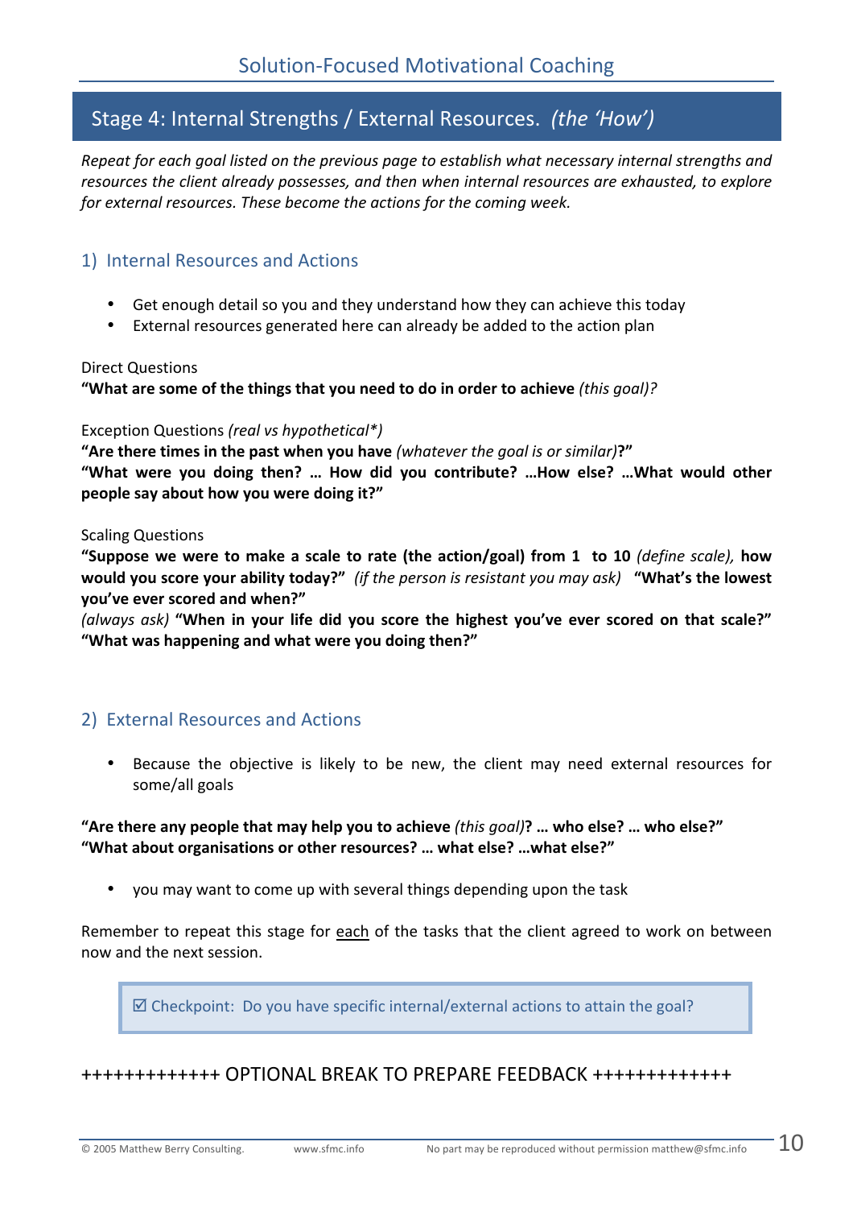## Stage 4: Internal Strengths / External Resources. *(the 'How')*

*Repeat for each goal listed on the previous page to establish what necessary internal strengths and resources the client already possesses, and then when internal resources are exhausted, to explore for external resources. These become the actions for the coming week.*

### 1) Internal Resources and Actions

- Get enough detail so you and they understand how they can achieve this today
- External resources generated here can already be added to the action plan

Direct Questions
**"What are some of the things that you need to do in order to achieve** *(this goal)?*

Exception Questions *(real vs hypothetical*)*
**"Are there times in the past when you have** *(whatever the goal is or similar)***?"**
**"What were you doing then? … How did you contribute? …How else? …What would other people say about how you were doing it?"**

Scaling Questions
**"Suppose we were to make a scale to rate (the action/goal) from 1 to 10** *(define scale),* **how would you score your ability today?"** *(if the person is resistant you may ask)* **"What's the lowest you've ever scored and when?"**
*(always ask)* **"When in your life did you score the highest you've ever scored on that scale?" "What was happening and what were you doing then?"**

### 2) External Resources and Actions

- Because the objective is likely to be new, the client may need external resources for some/all goals

**"Are there any people that may help you to achieve** *(this goal)***? … who else? … who else?"**
**"What about organisations or other resources? … what else? …what else?"**

- you may want to come up with several things depending upon the task

Remember to repeat this stage for <u>each</u> of the tasks that the client agreed to work on between now and the next session.

> ☑ Checkpoint: Do you have specific internal/external actions to attain the goal?

+++++++++++++ OPTIONAL BREAK TO PREPARE FEEDBACK +++++++++++++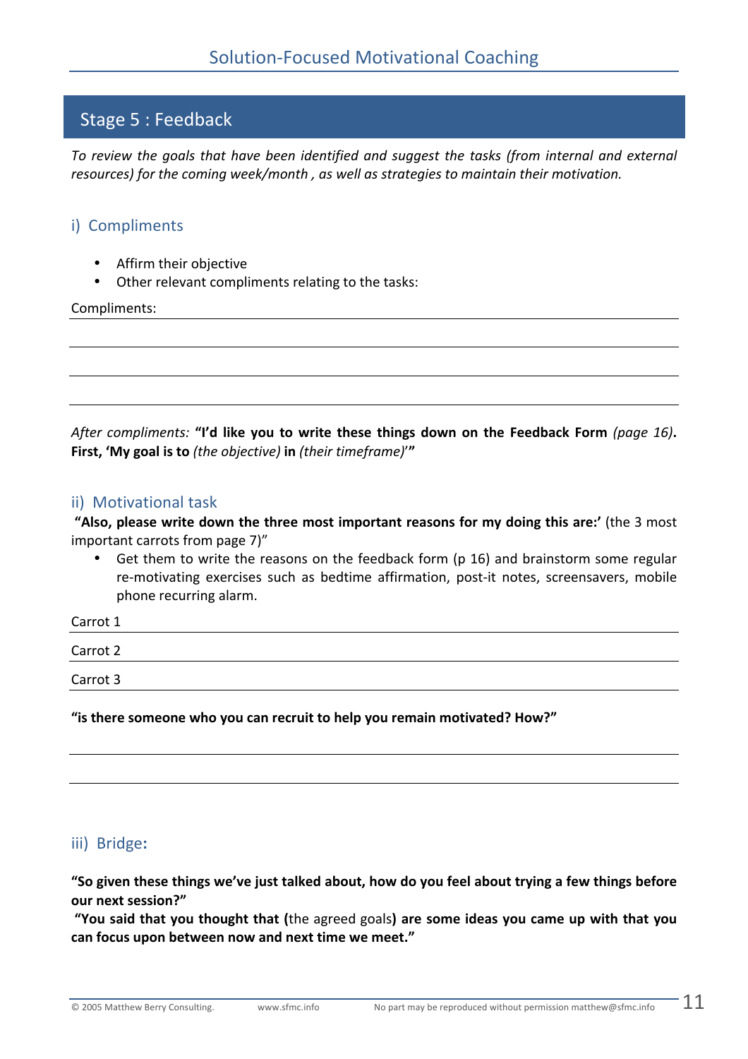## Stage 5 : Feedback

*To review the goals that have been identified and suggest the tasks (from internal and external resources) for the coming week/month , as well as strategies to maintain their motivation.*

### i) Compliments

- Affirm their objective
- Other relevant compliments relating to the tasks:

Compliments: \_\_\_\_\_\_\_\_\_\_\_\_\_\_\_\_\_\_\_\_\_\_\_\_\_\_\_\_\_\_\_\_

\_\_\_\_\_\_\_\_\_\_\_\_\_\_\_\_\_\_\_\_\_\_\_\_\_\_\_\_\_\_\_\_\_\_\_\_\_\_\_\_\_\_\_\_

\_\_\_\_\_\_\_\_\_\_\_\_\_\_\_\_\_\_\_\_\_\_\_\_\_\_\_\_\_\_\_\_\_\_\_\_\_\_\_\_\_\_\_\_

\_\_\_\_\_\_\_\_\_\_\_\_\_\_\_\_\_\_\_\_\_\_\_\_\_\_\_\_\_\_\_\_\_\_\_\_\_\_\_\_\_\_\_\_

*After compliments:* **"I'd like you to write these things down on the Feedback Form** *(page 16)***. First, 'My goal is to** *(the objective)* **in** *(their timeframe)***'"**

### ii) Motivational task

**"Also, please write down the three most important reasons for my doing this are:'** (the 3 most important carrots from page 7)"

- Get them to write the reasons on the feedback form (p 16) and brainstorm some regular re-motivating exercises such as bedtime affirmation, post-it notes, screensavers, mobile phone recurring alarm.

Carrot 1 \_\_\_\_\_\_\_\_\_\_\_\_\_\_\_\_\_\_\_\_\_\_\_\_\_\_\_\_\_\_\_\_

Carrot 2 \_\_\_\_\_\_\_\_\_\_\_\_\_\_\_\_\_\_\_\_\_\_\_\_\_\_\_\_\_\_\_\_

Carrot 3 \_\_\_\_\_\_\_\_\_\_\_\_\_\_\_\_\_\_\_\_\_\_\_\_\_\_\_\_\_\_\_\_

**"is there someone who you can recruit to help you remain motivated? How?"**

\_\_\_\_\_\_\_\_\_\_\_\_\_\_\_\_\_\_\_\_\_\_\_\_\_\_\_\_\_\_\_\_\_\_\_\_\_\_\_\_\_\_\_\_

\_\_\_\_\_\_\_\_\_\_\_\_\_\_\_\_\_\_\_\_\_\_\_\_\_\_\_\_\_\_\_\_\_\_\_\_\_\_\_\_\_\_\_\_

### iii) Bridge:

**"So given these things we've just talked about, how do you feel about trying a few things before our next session?"**

**"You said that you thought that (**the agreed goals**) are some ideas you came up with that you can focus upon between now and next time we meet."**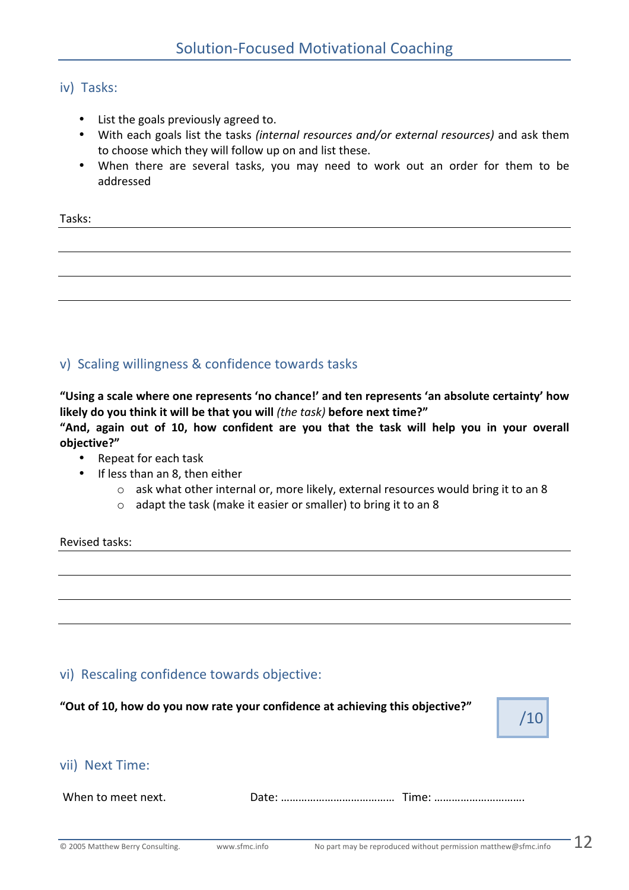## iv) Tasks:

- List the goals previously agreed to.
- With each goals list the tasks *(internal resources and/or external resources)* and ask them to choose which they will follow up on and list these.
- When there are several tasks, you may need to work out an order for them to be addressed

Tasks: ______________________________________________

______________________________________________

______________________________________________

______________________________________________

## v) Scaling willingness & confidence towards tasks

**"Using a scale where one represents 'no chance!' and ten represents 'an absolute certainty' how likely do you think it will be that you will** *(the task)* **before next time?"**

**"And, again out of 10, how confident are you that the task will help you in your overall objective?"**

- Repeat for each task
- If less than an 8, then either
  - ask what other internal or, more likely, external resources would bring it to an 8
  - adapt the task (make it easier or smaller) to bring it to an 8

Revised tasks: ______________________________________________

______________________________________________

______________________________________________

______________________________________________

## vi) Rescaling confidence towards objective:

**"Out of 10, how do you now rate your confidence at achieving this objective?"**

/10

## vii) Next Time:

When to meet next. Date: ……………………………… Time: ……………………….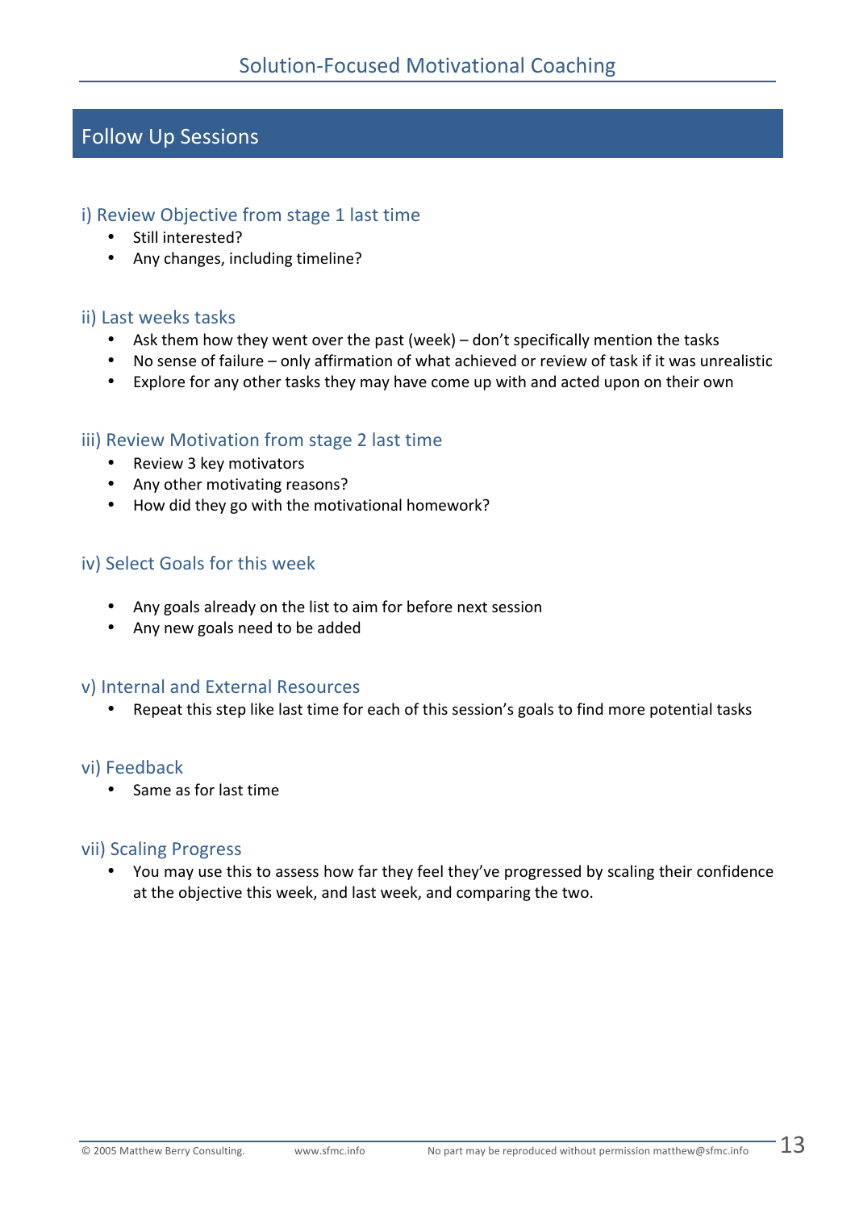# Follow Up Sessions

## i) Review Objective from stage 1 last time

- Still interested?
- Any changes, including timeline?

## ii) Last weeks tasks

- Ask them how they went over the past (week) – don't specifically mention the tasks
- No sense of failure – only affirmation of what achieved or review of task if it was unrealistic
- Explore for any other tasks they may have come up with and acted upon on their own

## iii) Review Motivation from stage 2 last time

- Review 3 key motivators
- Any other motivating reasons?
- How did they go with the motivational homework?

## iv) Select Goals for this week

- Any goals already on the list to aim for before next session
- Any new goals need to be added

## v) Internal and External Resources

- Repeat this step like last time for each of this session's goals to find more potential tasks

## vi) Feedback

- Same as for last time

## vii) Scaling Progress

- You may use this to assess how far they feel they've progressed by scaling their confidence at the objective this week, and last week, and comparing the two.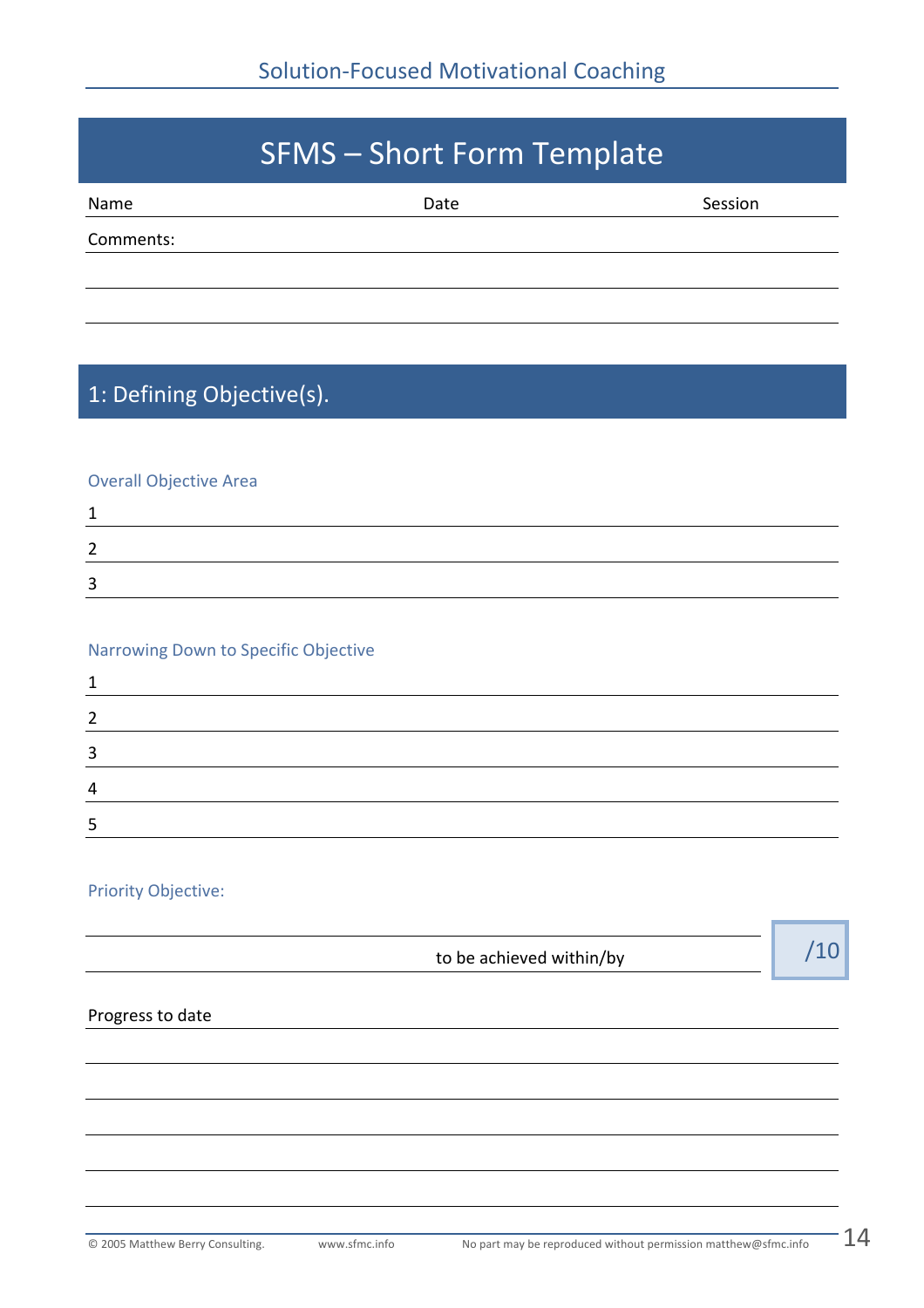# SFMS – Short Form Template

Name Date Session

Comments:

## 1: Defining Objective(s).

### Overall Objective Area

1

2

3

### Narrowing Down to Specific Objective

1

2

3

4

5

### Priority Objective:

to be achieved within/by

/10

Progress to date

© 2005 Matthew Berry Consulting. www.sfmc.info No part may be reproduced without permission matthew@sfmc.info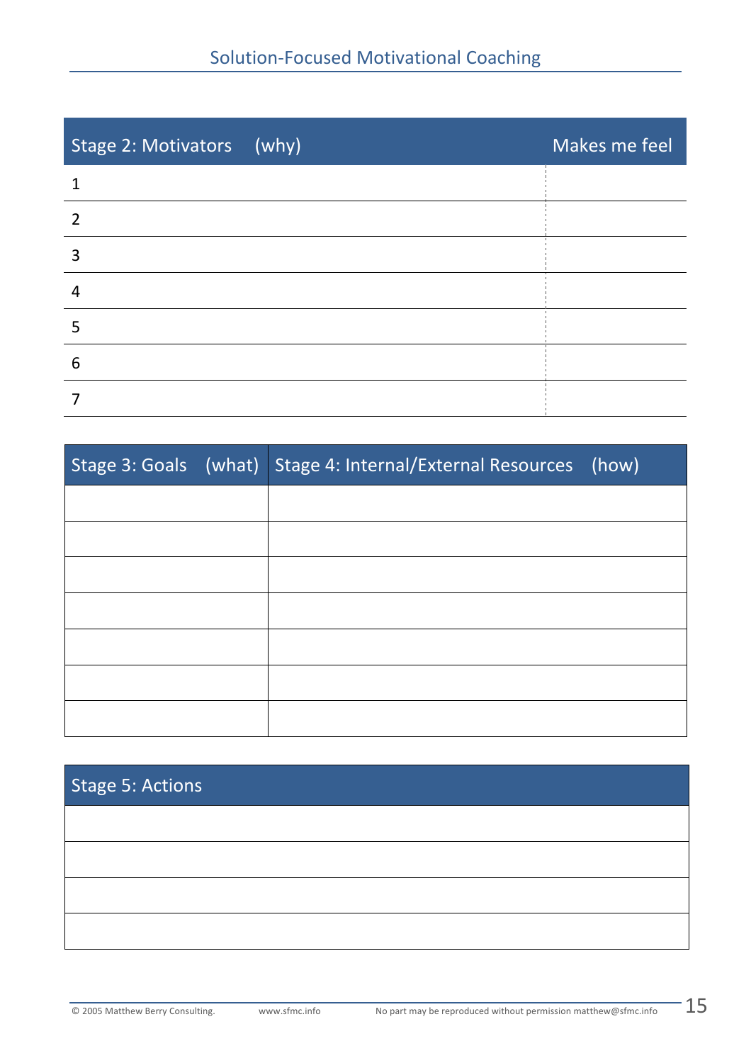| Stage 2: Motivators (why) | Makes me feel |
|---|---|
| 1 | |
| 2 | |
| 3 | |
| 4 | |
| 5 | |
| 6 | |
| 7 | |

| Stage 3: Goals (what) | Stage 4: Internal/External Resources (how) |
|---|---|
| | |
| | |
| | |
| | |
| | |
| | |
| | |

| Stage 5: Actions |
|---|
| |
| |
| |
| |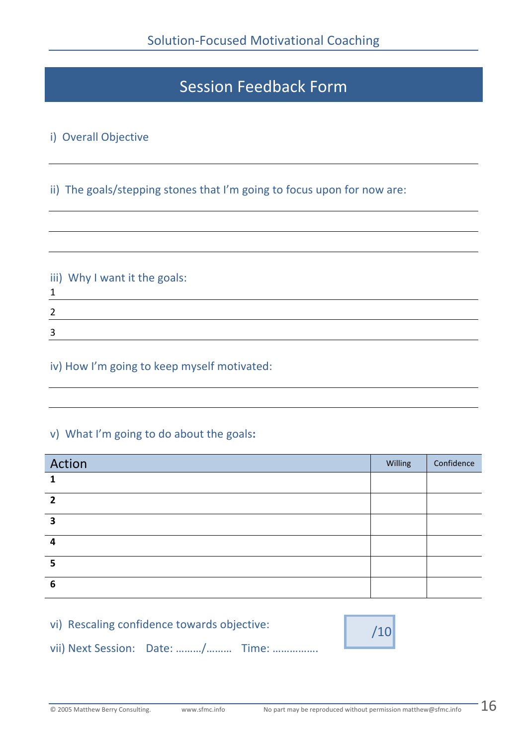# Session Feedback Form

i) Overall Objective

ii) The goals/stepping stones that I'm going to focus upon for now are:

iii) Why I want it the goals:

1

2

3

iv) How I'm going to keep myself motivated:

v) What I'm going to do about the goals:

| Action | Willing | Confidence |
|---|---|---|
| **1** | | |
| **2** | | |
| **3** | | |
| **4** | | |
| **5** | | |
| **6** | | |

vi) Rescaling confidence towards objective: /10

vii) Next Session: Date: ………/……… Time: …………….

© 2005 Matthew Berry Consulting. www.sfmc.info No part may be reproduced without permission matthew@sfmc.info